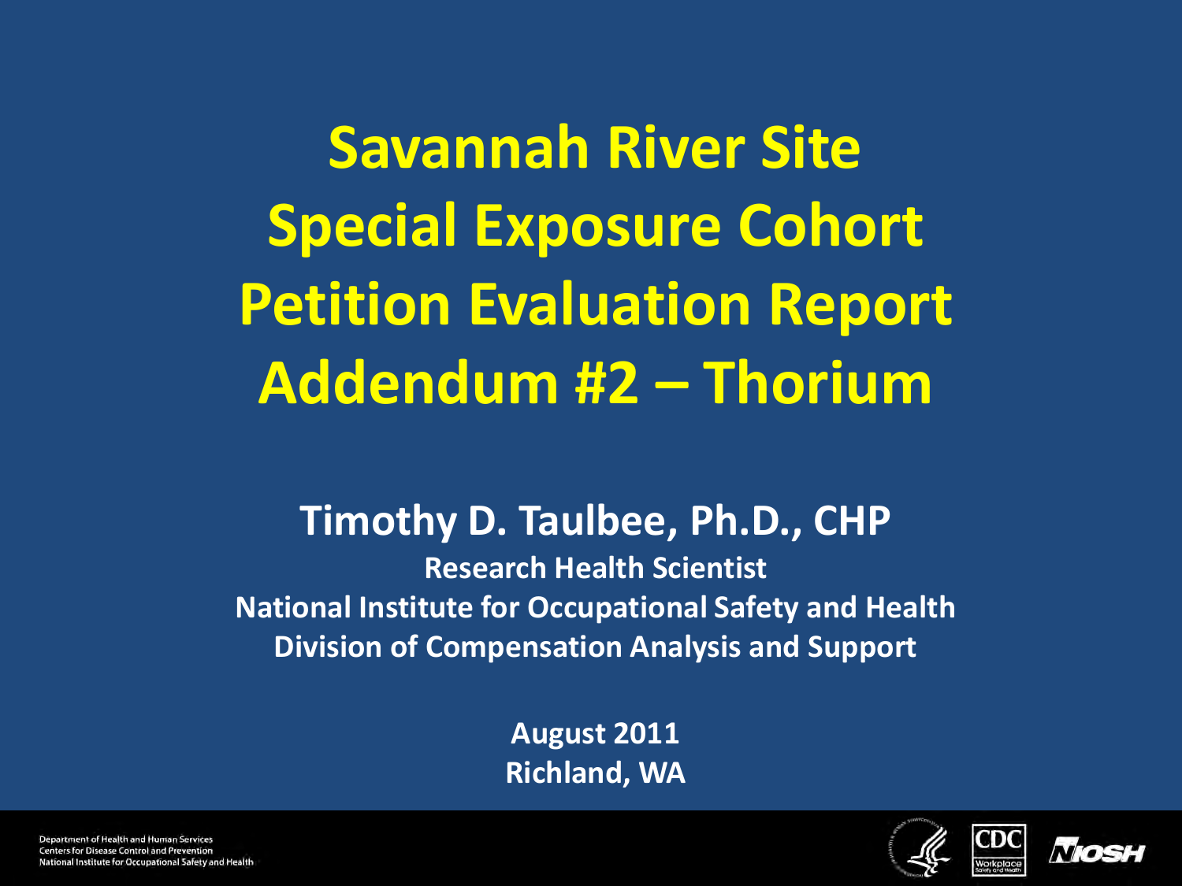# Savannah River Site Special Exposure Cohort Petition Evaluation Report Addendum #2 – Thorium

**Timothy D. Taulbee, Ph.D., CHP**

**Research Health Scientist**

**National Institute for Occupational Safety and Health**

**Division of Compensation Analysis and Support**

**August 2011**

**Richland, WA**

Department of Health and Human Services
Centers for Disease Control and Prevention
National Institute for Occupational Safety and Health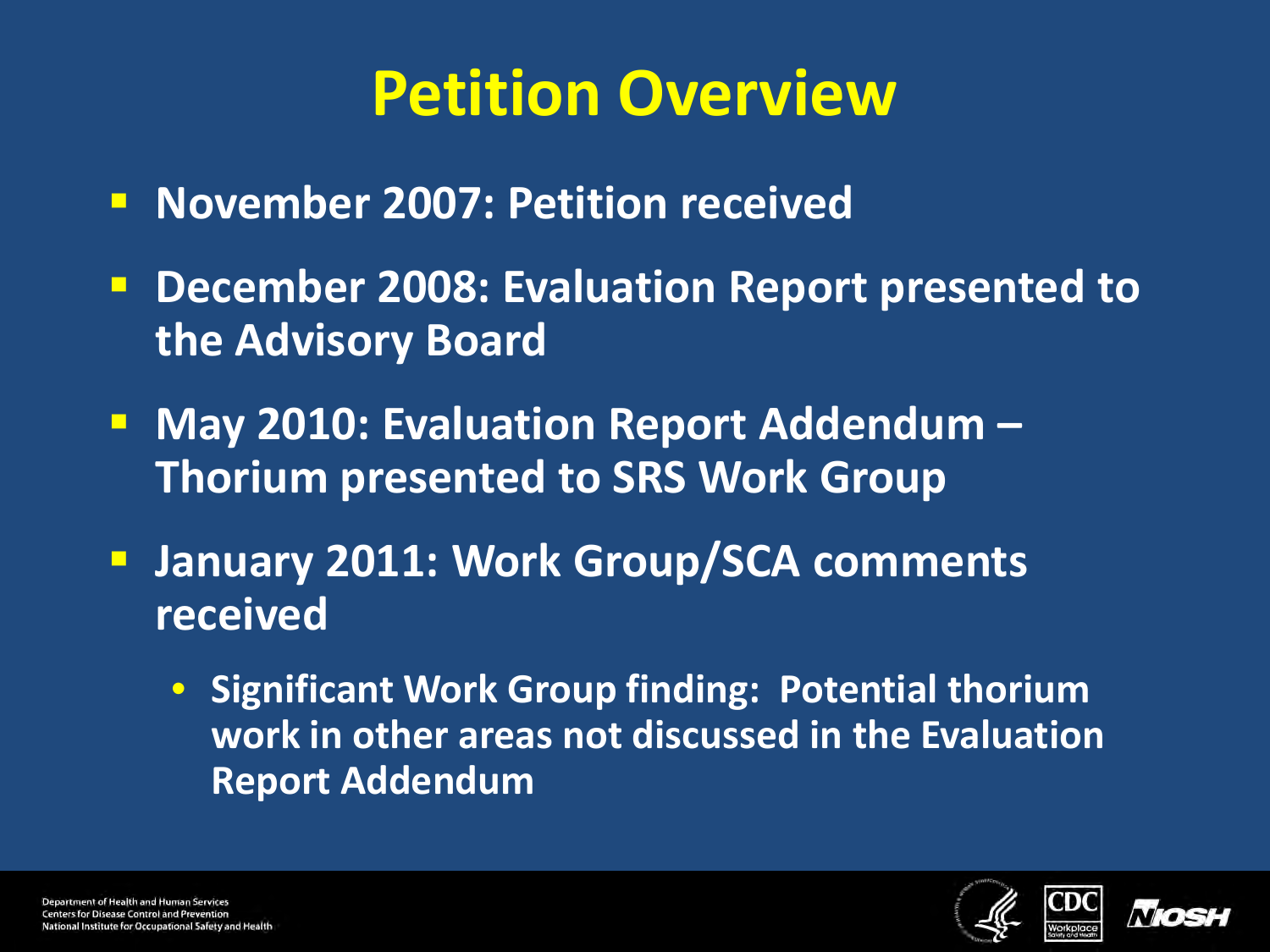# Petition Overview

- November 2007: Petition received
- December 2008: Evaluation Report presented to the Advisory Board
- May 2010: Evaluation Report Addendum – Thorium presented to SRS Work Group
- January 2011: Work Group/SCA comments received
  - Significant Work Group finding: Potential thorium work in other areas not discussed in the Evaluation Report Addendum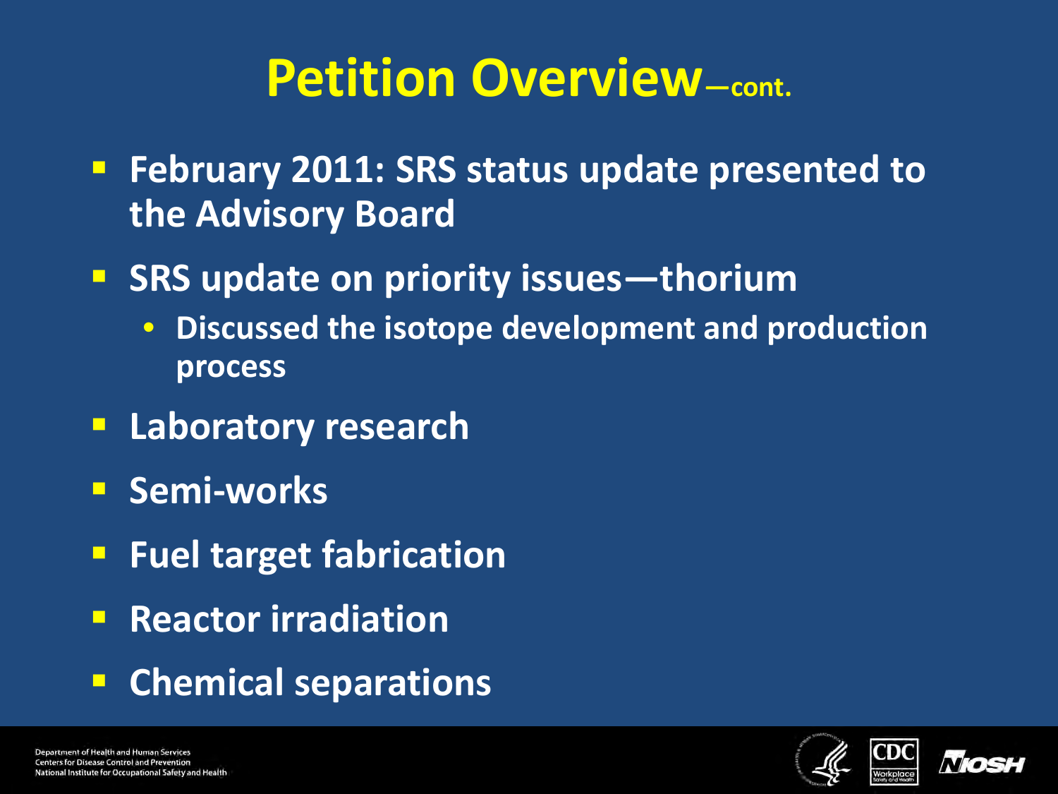# Petition Overview—cont.

- February 2011: SRS status update presented to the Advisory Board
- SRS update on priority issues—thorium
  - Discussed the isotope development and production process
- Laboratory research
- Semi-works
- Fuel target fabrication
- Reactor irradiation
- Chemical separations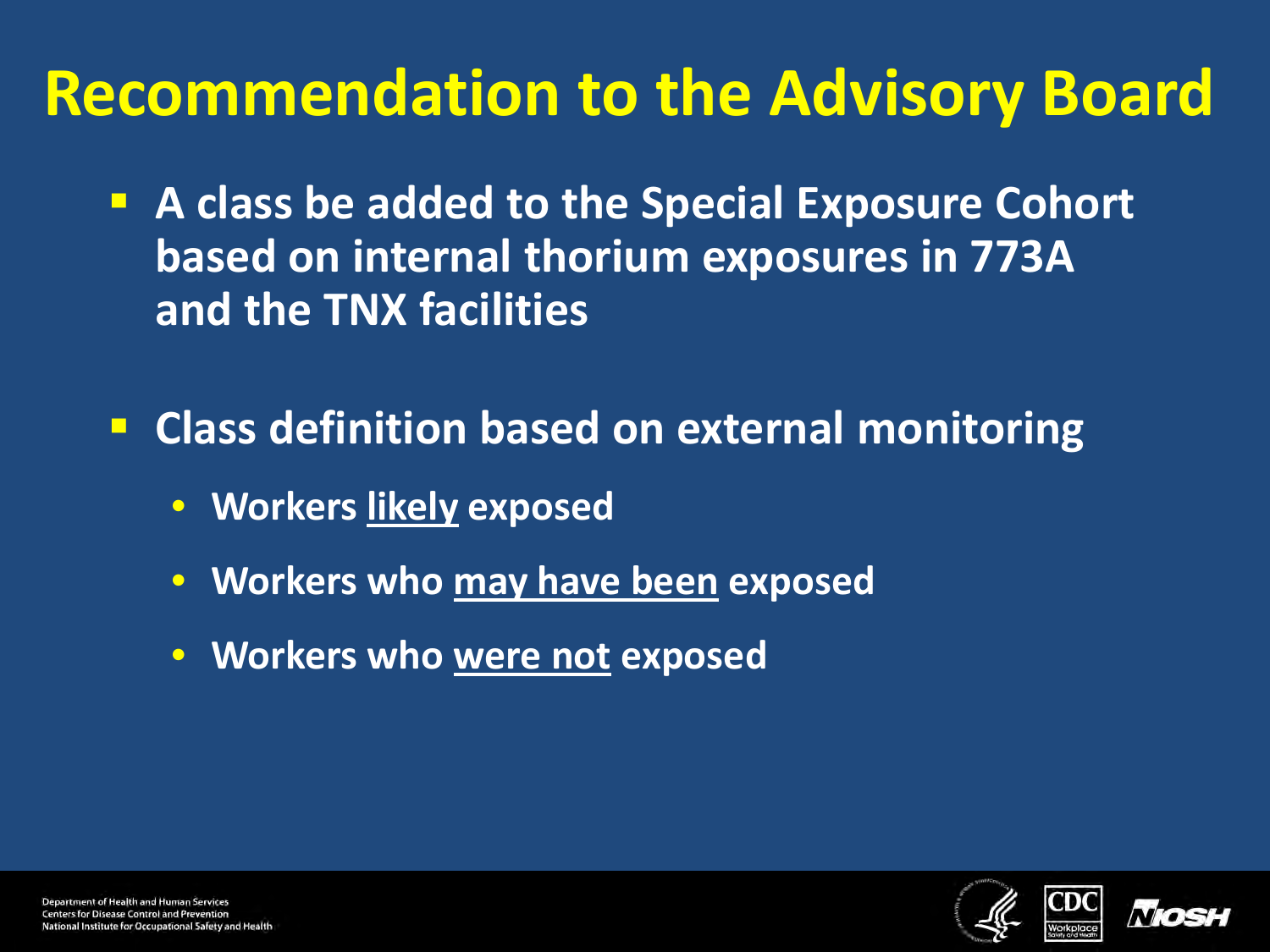# Recommendation to the Advisory Board

- A class be added to the Special Exposure Cohort based on internal thorium exposures in 773A and the TNX facilities
- Class definition based on external monitoring
  - Workers <u>likely</u> exposed
  - Workers who <u>may have been</u> exposed
  - Workers who <u>were not</u> exposed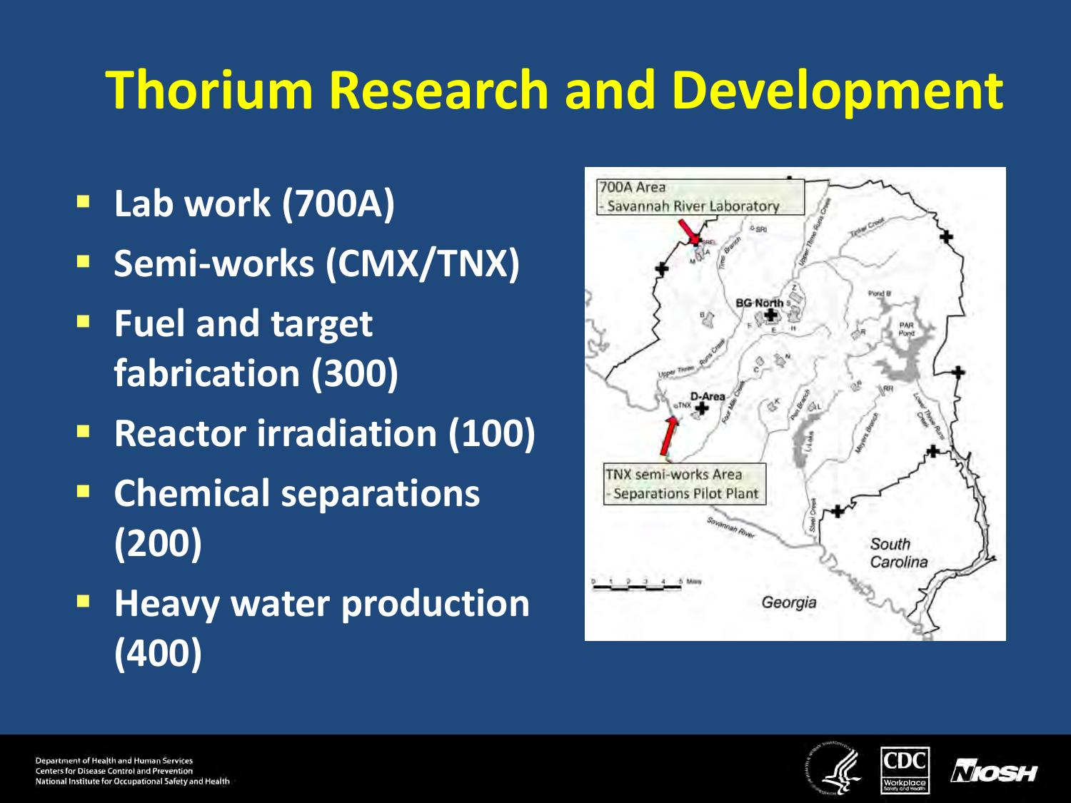# Thorium Research and Development

- Lab work (700A)
- Semi-works (CMX/TNX)
- Fuel and target fabrication (300)
- Reactor irradiation (100)
- Chemical separations (200)
- Heavy water production (400)

700A Area
- Savannah River Laboratory

TNX semi-works Area
- Separations Pilot Plant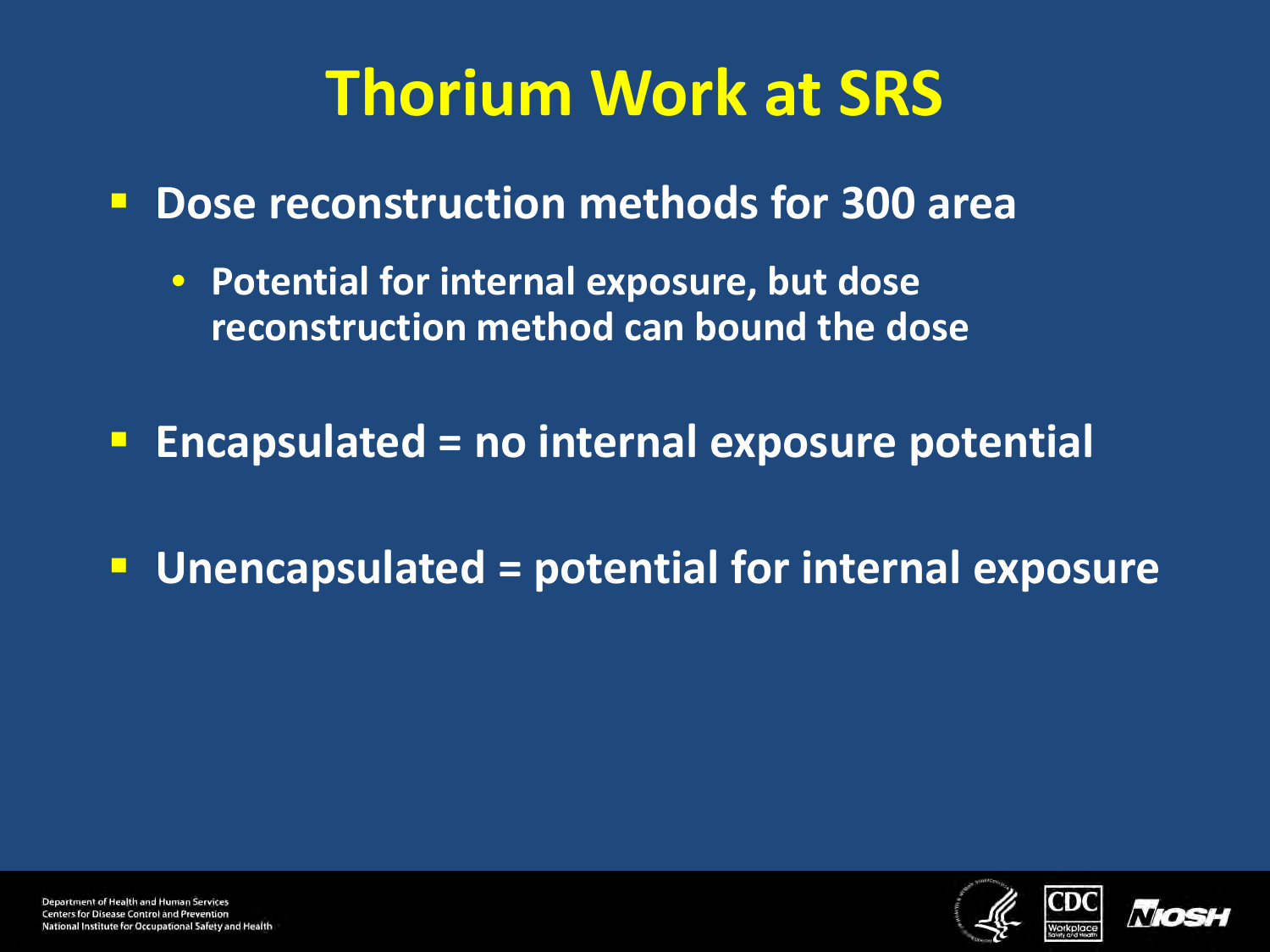# Thorium Work at SRS

- Dose reconstruction methods for 300 area
  - Potential for internal exposure, but dose reconstruction method can bound the dose
- Encapsulated = no internal exposure potential
- Unencapsulated = potential for internal exposure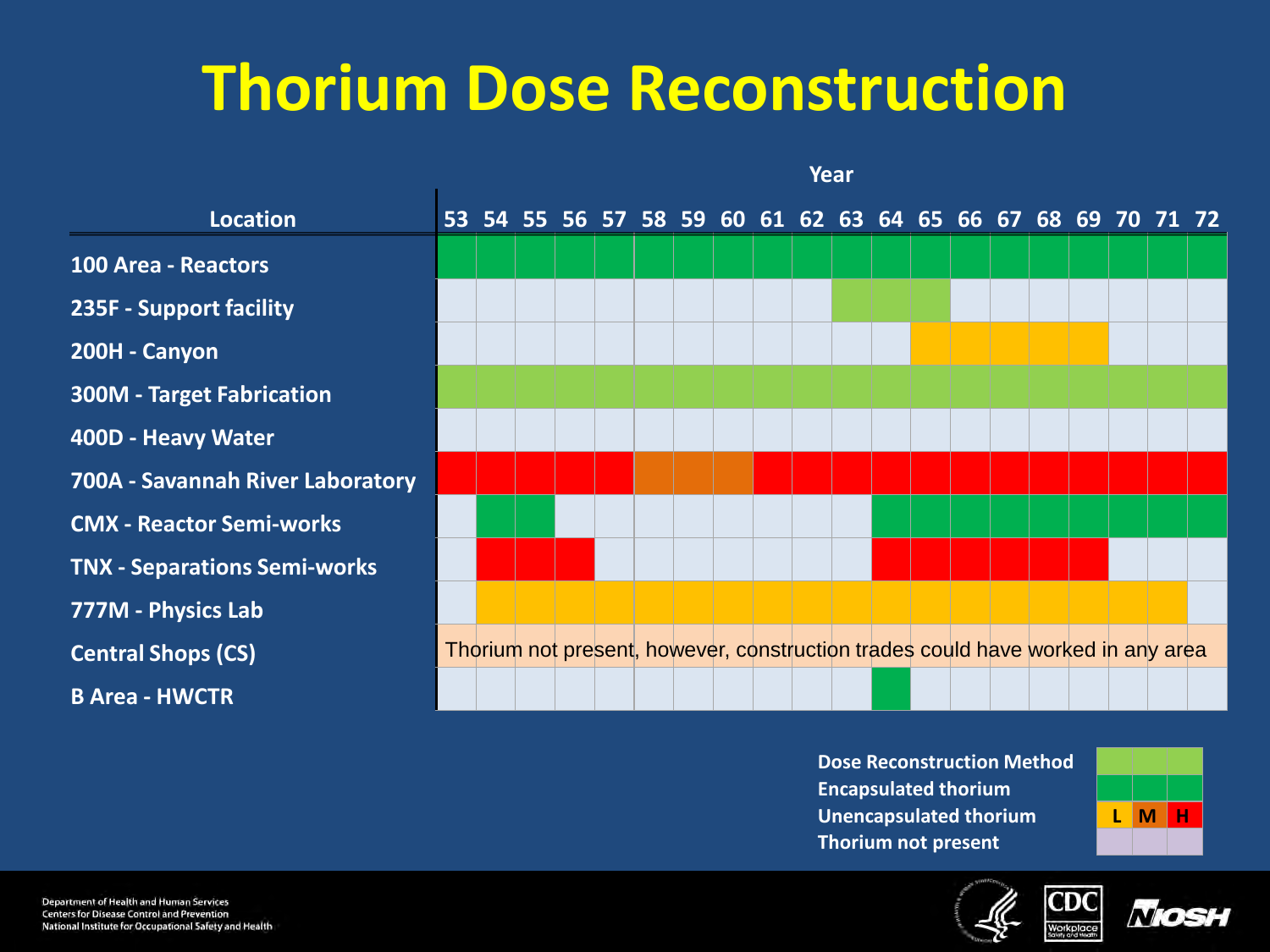# Thorium Dose Reconstruction

| Location | 53 | 54 | 55 | 56 | 57 | 58 | 59 | 60 | 61 | 62 | 63 | 64 | 65 | 66 | 67 | 68 | 69 | 70 | 71 | 72 |
|---|---|---|---|---|---|---|---|---|---|---|---|---|---|---|---|---|---|---|---|---|
| 100 Area - Reactors | Encapsulated | Encapsulated | Encapsulated | Encapsulated | Encapsulated | Encapsulated | Encapsulated | Encapsulated | Encapsulated | Encapsulated | Encapsulated | Encapsulated | Encapsulated | Encapsulated | Encapsulated | Encapsulated | Encapsulated | Encapsulated | Encapsulated | Encapsulated |
| 235F - Support facility | | | | | | | | | | | Light green | Light green | Light green | | | | | | | |
| 200H - Canyon | | | | | | | | | | | | | L | L | L | L | L | | | |
| 300M - Target Fabrication | Light green | Light green | Light green | Light green | Light green | Light green | Light green | Light green | Light green | Light green | Light green | Light green | Light green | Light green | Light green | Light green | Light green | Light green | Light green | Light green |
| 400D - Heavy Water | | | | | | | | | | | | | | | | | | | | |
| 700A - Savannah River Laboratory | H | H | H | H | H | M | M | M | H | H | H | H | H | H | H | H | H | H | H | H |
| CMX - Reactor Semi-works | | Encapsulated | Encapsulated | | | | | | | | | Encapsulated | Encapsulated | Encapsulated | Encapsulated | Encapsulated | Encapsulated | Encapsulated | Encapsulated | Encapsulated |
| TNX - Separations Semi-works | | H | H | H | | | | | | | | H | H | H | H | H | H | | | |
| 777M - Physics Lab | | L | L | L | L | L | L | L | L | L | L | L | L | L | L | L | L | L | L | |
| Central Shops (CS) | Thorium not present, however, construction trades could have worked in any area | | | | | | | | | | | | | | | | | | | |
| B Area - HWCTR | | | | | | | | | | | | Encapsulated | | | | | | | | |

Dose Reconstruction Method
- Encapsulated thorium
- Unencapsulated thorium: L | M | H
- Thorium not present

Department of Health and Human Services
Centers for Disease Control and Prevention
National Institute for Occupational Safety and Health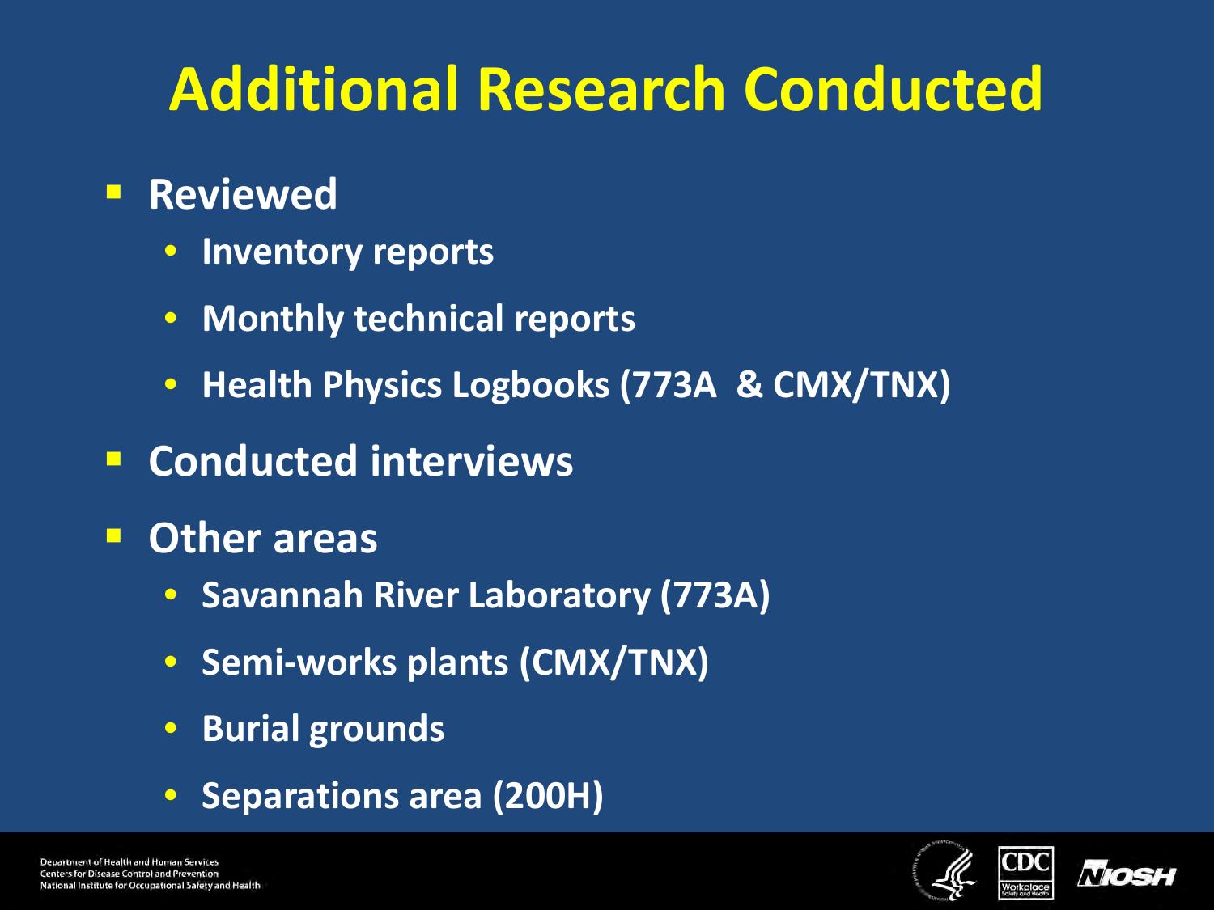# Additional Research Conducted

- **Reviewed**
  - Inventory reports
  - Monthly technical reports
  - Health Physics Logbooks (773A & CMX/TNX)
- **Conducted interviews**
- **Other areas**
  - Savannah River Laboratory (773A)
  - Semi-works plants (CMX/TNX)
  - Burial grounds
  - Separations area (200H)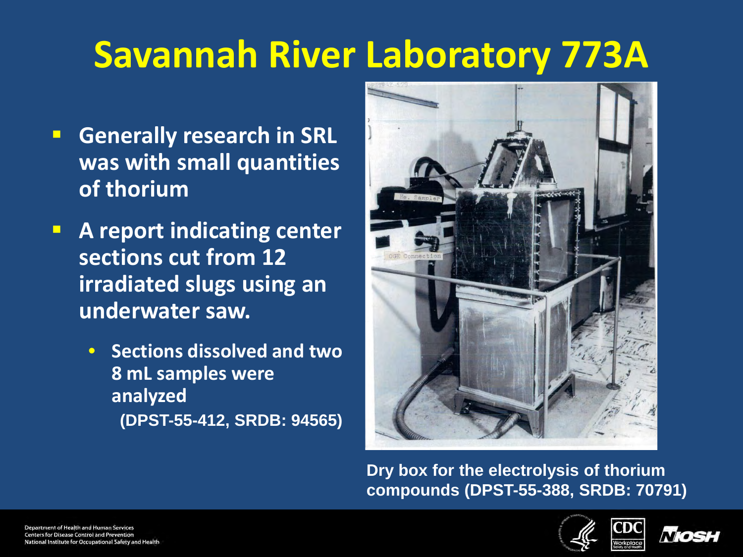# Savannah River Laboratory 773A

- **Generally research in SRL was with small quantities of thorium**
- **A report indicating center sections cut from 12 irradiated slugs using an underwater saw.**
  - **Sections dissolved and two 8 mL samples were analyzed**
    **(DPST-55-412, SRDB: 94565)**

**Dry box for the electrolysis of thorium compounds (DPST-55-388, SRDB: 70791)**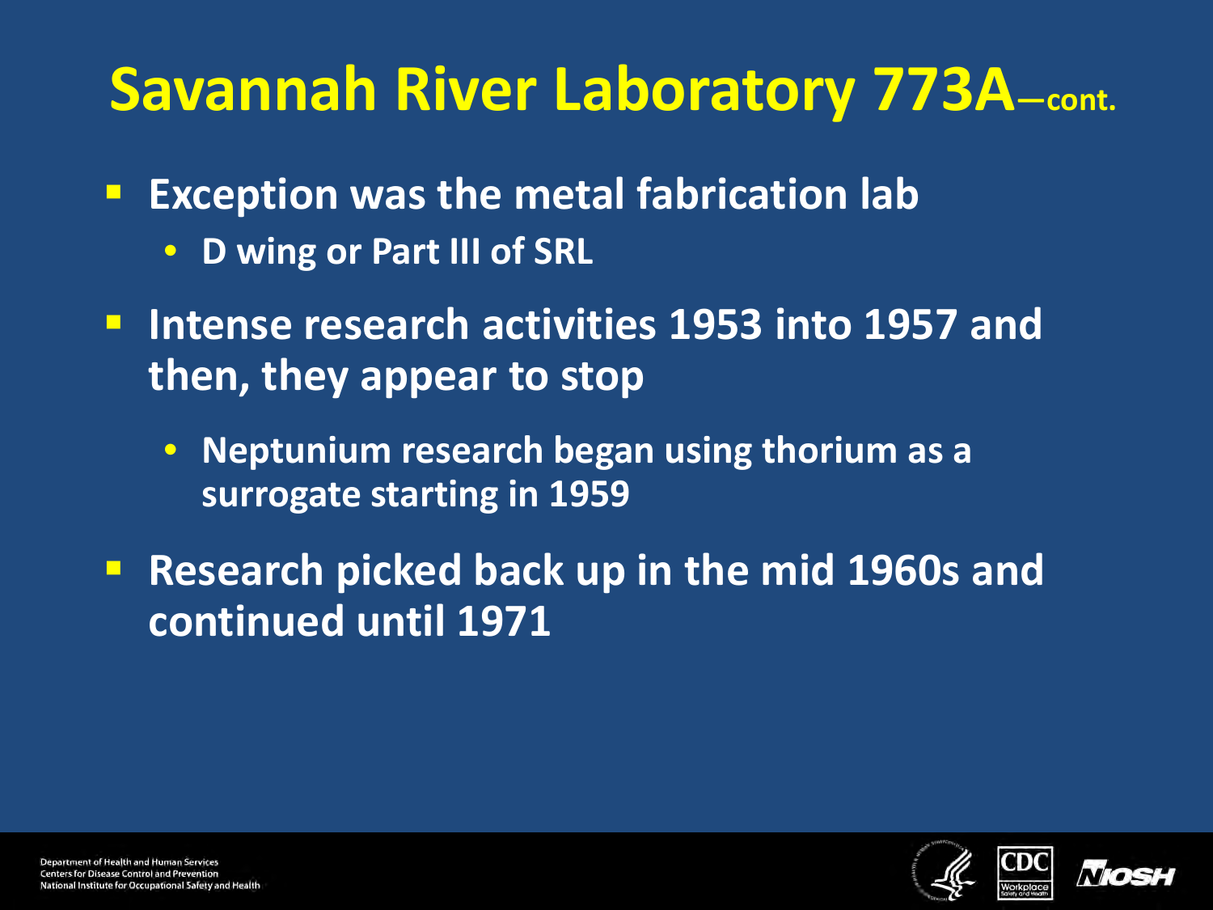# Savannah River Laboratory 773A—cont.

- Exception was the metal fabrication lab
  - D wing or Part III of SRL
- Intense research activities 1953 into 1957 and then, they appear to stop
  - Neptunium research began using thorium as a surrogate starting in 1959
- Research picked back up in the mid 1960s and continued until 1971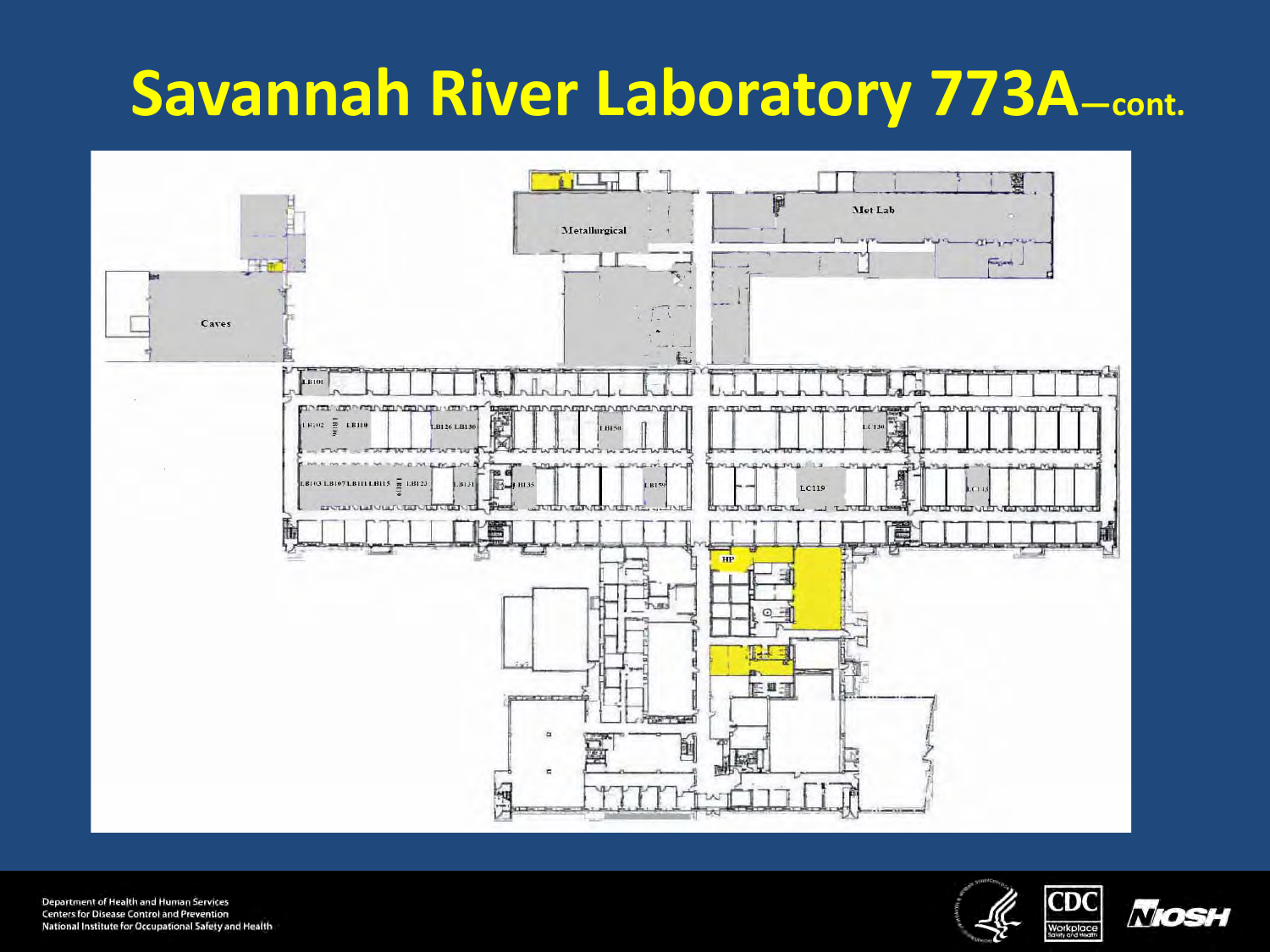# Savannah River Laboratory 773A—cont.

Caves

Metallurgical

Met Lab

LB101

LB102

LB110

LB126 LB130

LB150

LC130

LB103 LB107 LB111 LB115

LB123

LB131

LB135

LB159

LC119

LC143

HP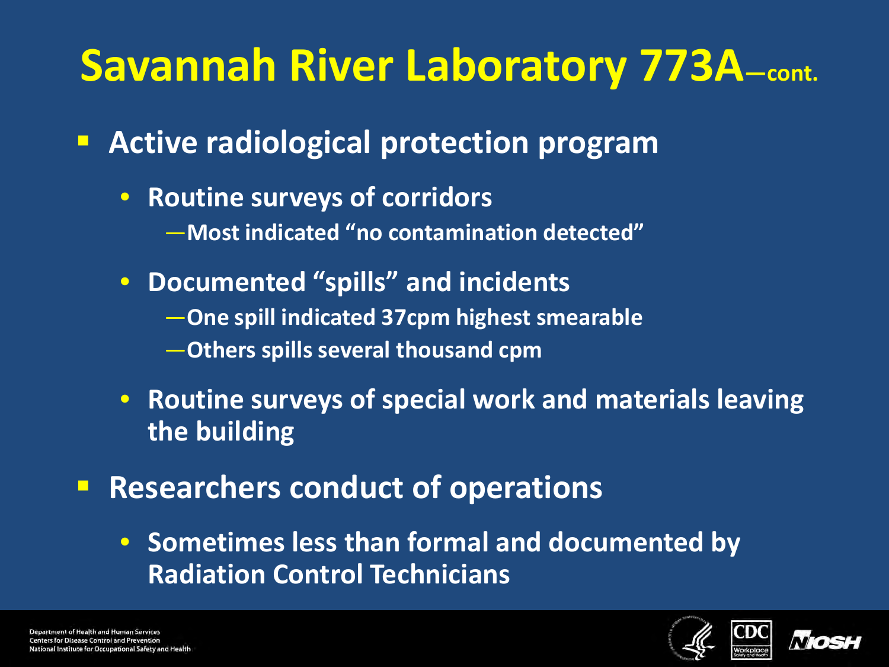# Savannah River Laboratory 773A—cont.

- **Active radiological protection program**
  - **Routine surveys of corridors**
    - —Most indicated "no contamination detected"
  - **Documented "spills" and incidents**
    - —One spill indicated 37cpm highest smearable
    - —Others spills several thousand cpm
  - **Routine surveys of special work and materials leaving the building**
- **Researchers conduct of operations**
  - **Sometimes less than formal and documented by Radiation Control Technicians**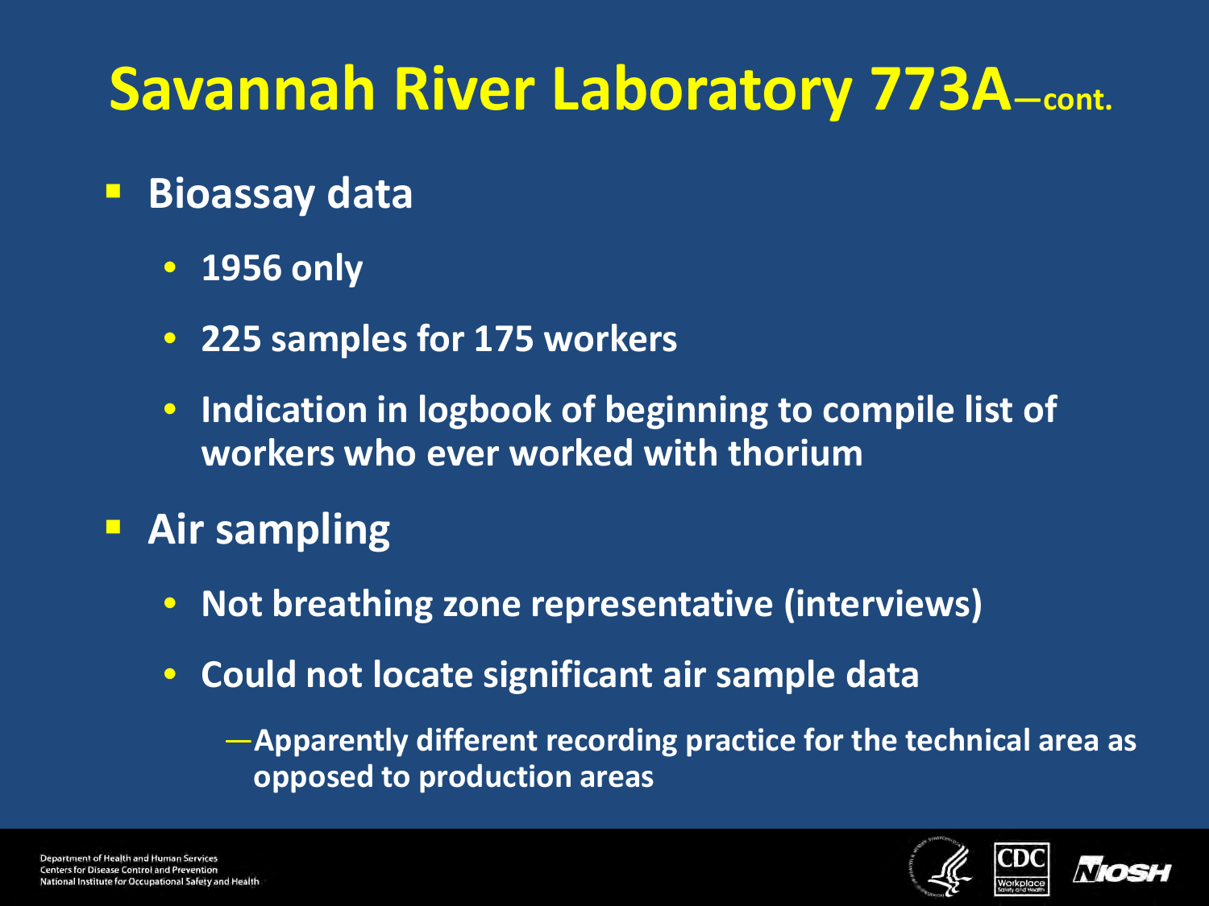# Savannah River Laboratory 773A—cont.

- **Bioassay data**
  - **1956 only**
  - **225 samples for 175 workers**
  - **Indication in logbook of beginning to compile list of workers who ever worked with thorium**
- **Air sampling**
  - **Not breathing zone representative (interviews)**
  - **Could not locate significant air sample data**
    - **—Apparently different recording practice for the technical area as opposed to production areas**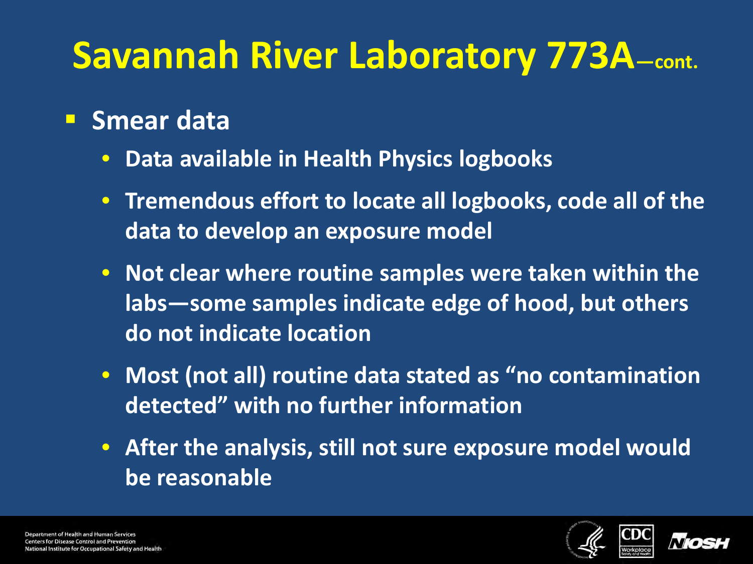# Savannah River Laboratory 773A—cont.

- Smear data
  - Data available in Health Physics logbooks
  - Tremendous effort to locate all logbooks, code all of the data to develop an exposure model
  - Not clear where routine samples were taken within the labs—some samples indicate edge of hood, but others do not indicate location
  - Most (not all) routine data stated as "no contamination detected" with no further information
  - After the analysis, still not sure exposure model would be reasonable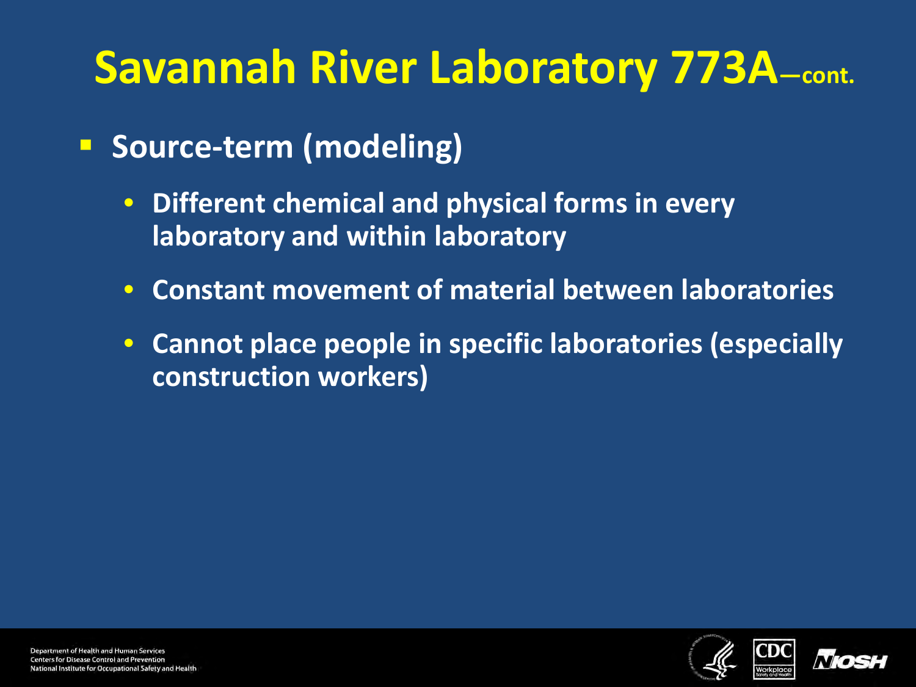# Savannah River Laboratory 773A—cont.

- **Source-term (modeling)**
  - **Different chemical and physical forms in every laboratory and within laboratory**
  - **Constant movement of material between laboratories**
  - **Cannot place people in specific laboratories (especially construction workers)**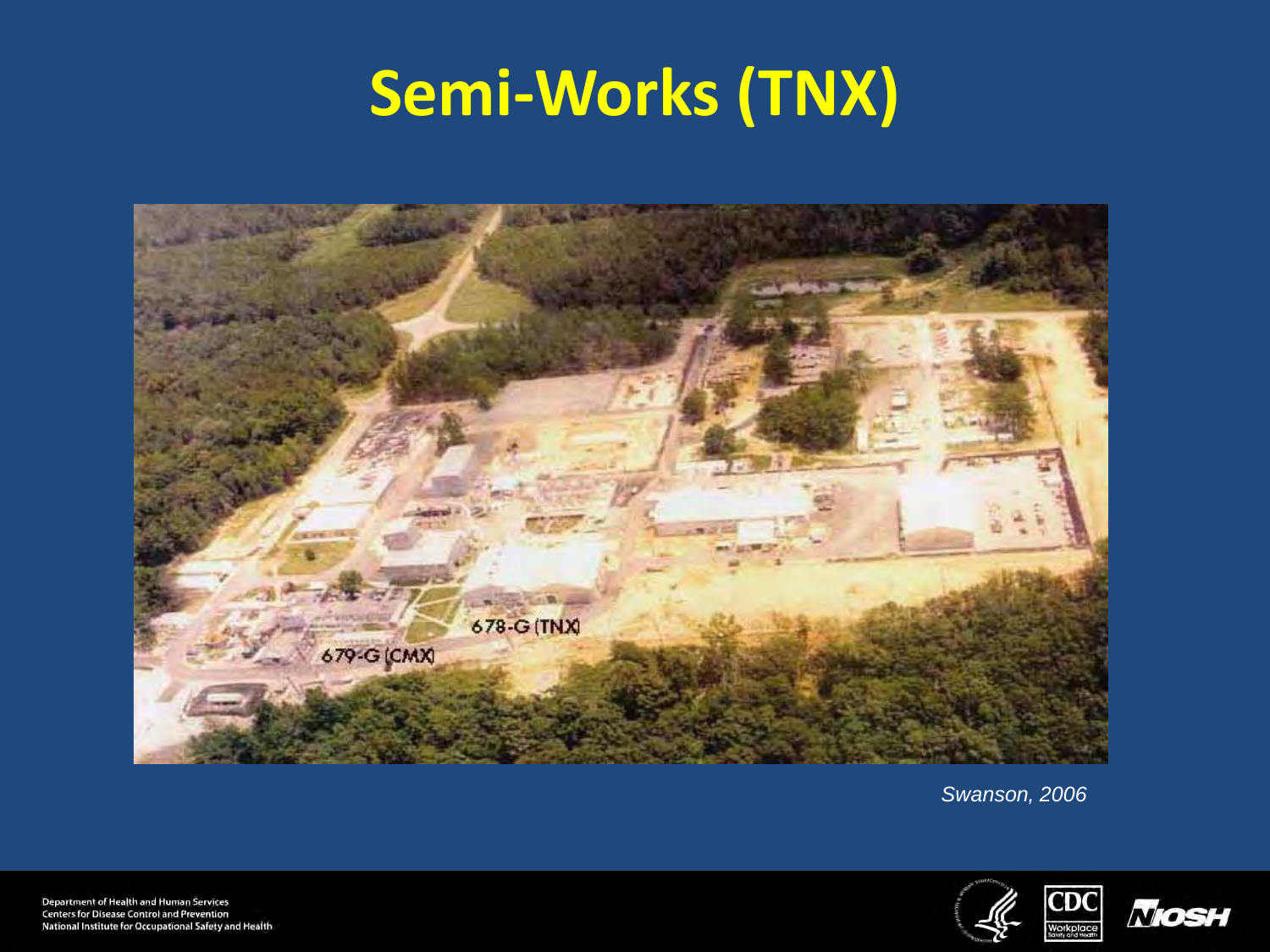# Semi-Works (TNX)

678-G (TNX)

679-G (CMX)

*Swanson, 2006*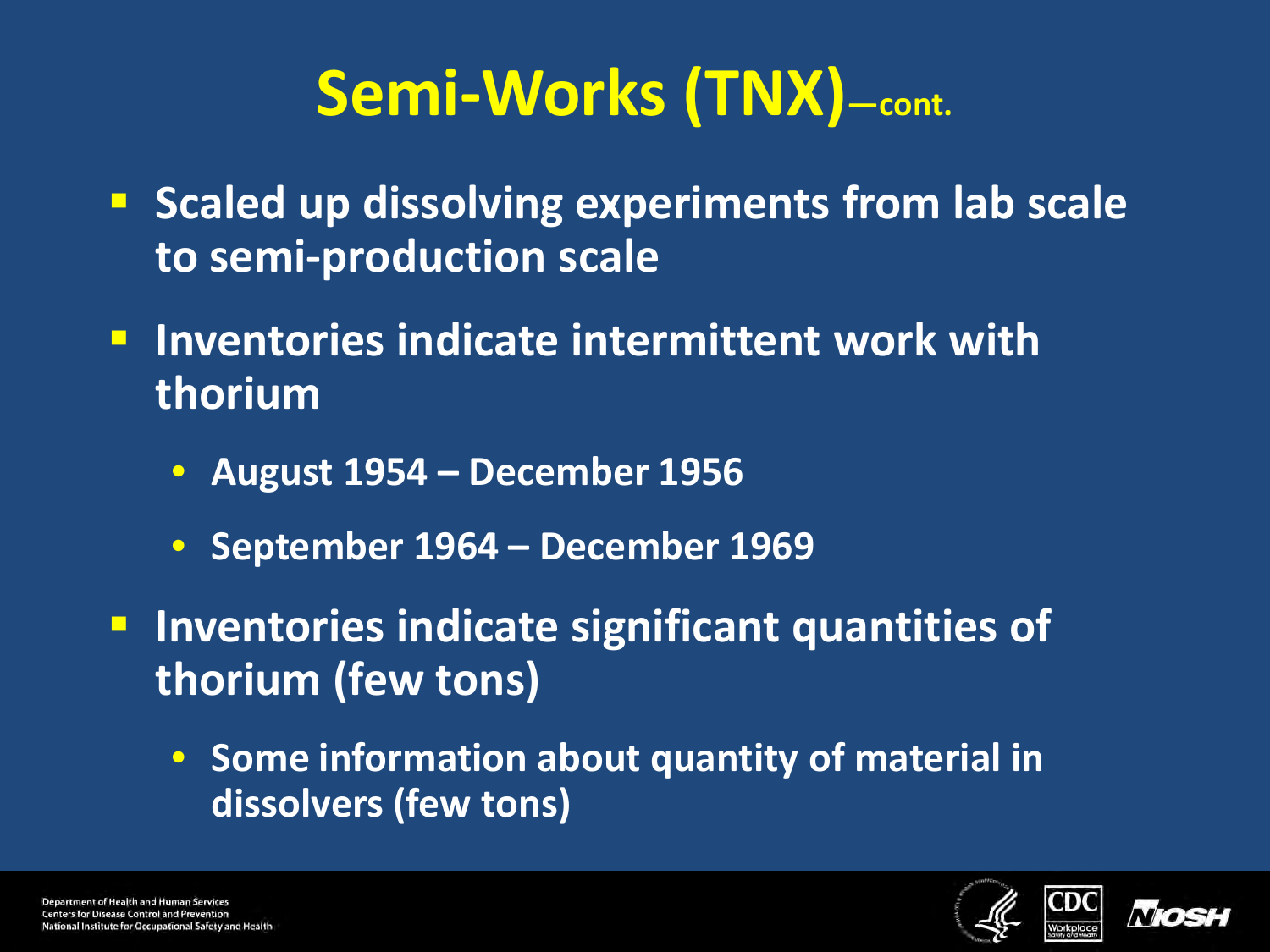# Semi-Works (TNX)—cont.

- Scaled up dissolving experiments from lab scale to semi-production scale
- Inventories indicate intermittent work with thorium
  - August 1954 – December 1956
  - September 1964 – December 1969
- Inventories indicate significant quantities of thorium (few tons)
  - Some information about quantity of material in dissolvers (few tons)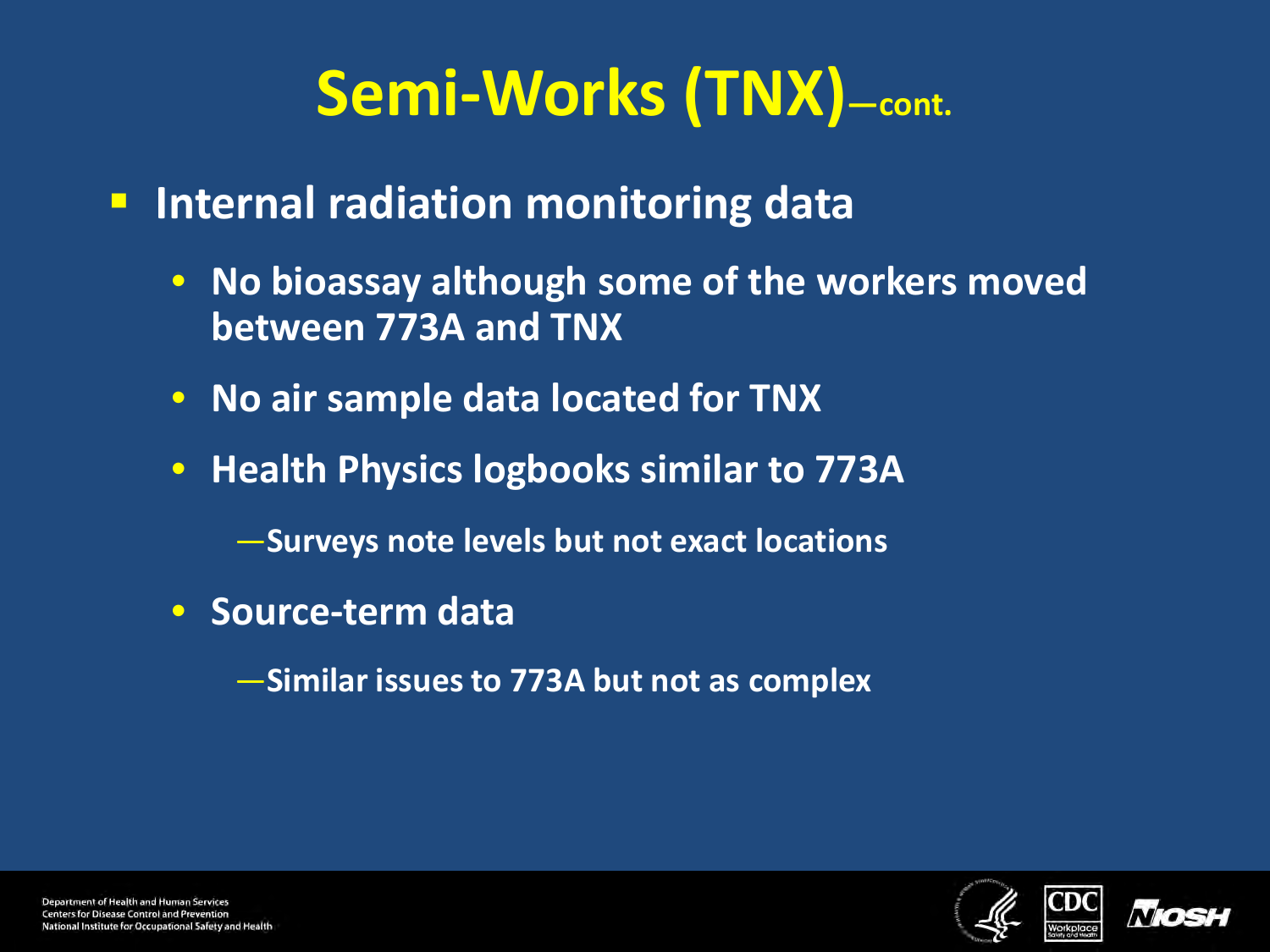# Semi-Works (TNX)—cont.

- **Internal radiation monitoring data**
  - **No bioassay although some of the workers moved between 773A and TNX**
  - **No air sample data located for TNX**
  - **Health Physics logbooks similar to 773A**
    - **—Surveys note levels but not exact locations**
  - **Source-term data**
    - **—Similar issues to 773A but not as complex**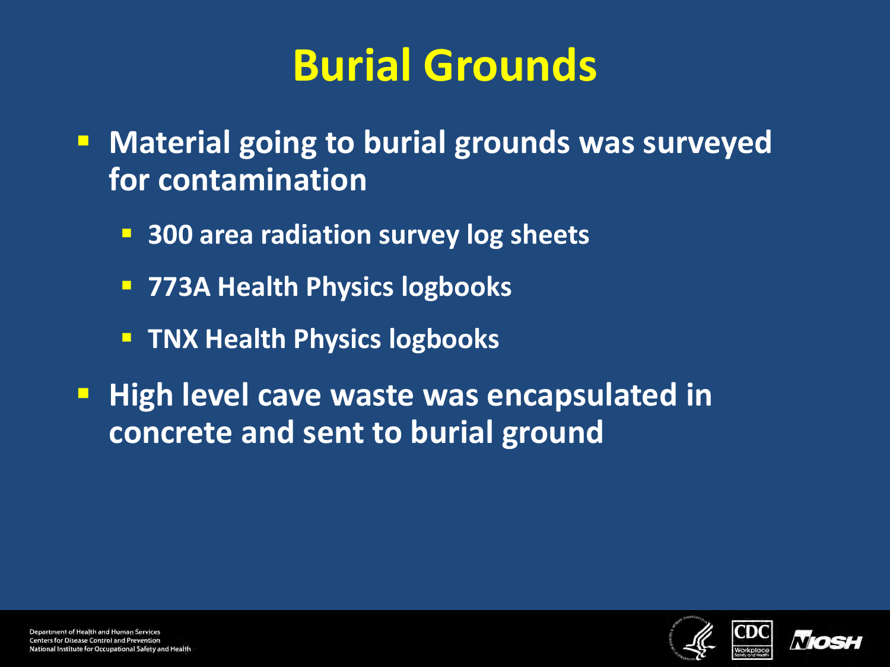# Burial Grounds

- Material going to burial grounds was surveyed for contamination
  - 300 area radiation survey log sheets
  - 773A Health Physics logbooks
  - TNX Health Physics logbooks
- High level cave waste was encapsulated in concrete and sent to burial ground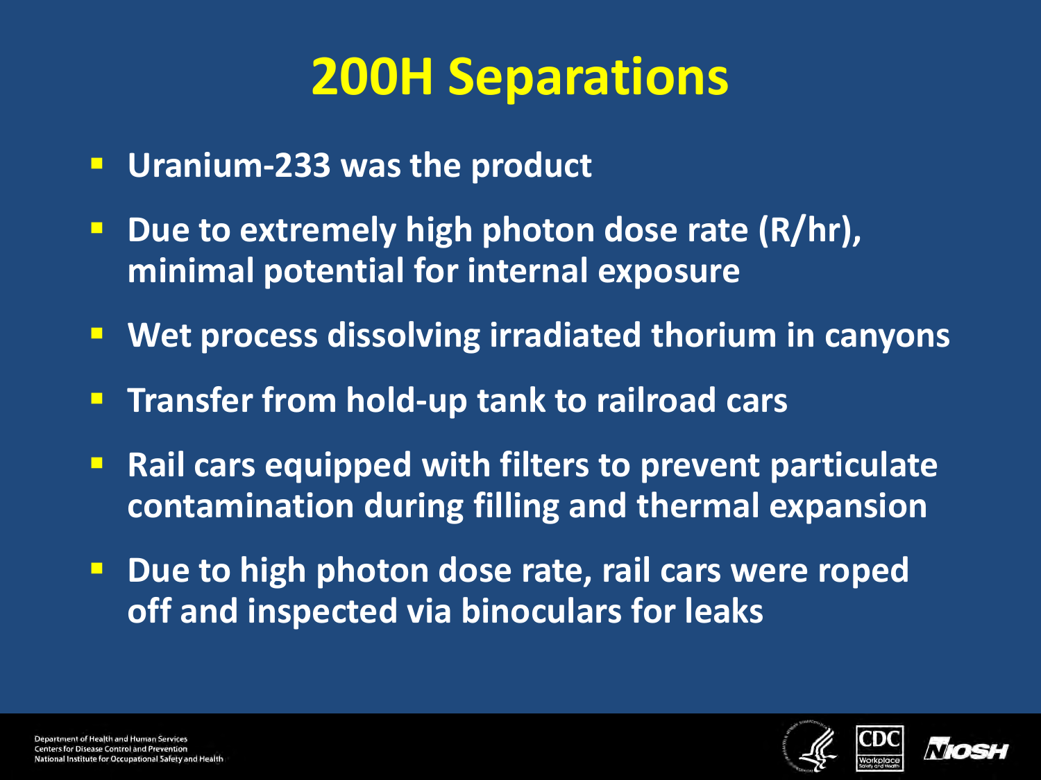# 200H Separations

- Uranium-233 was the product
- Due to extremely high photon dose rate (R/hr), minimal potential for internal exposure
- Wet process dissolving irradiated thorium in canyons
- Transfer from hold-up tank to railroad cars
- Rail cars equipped with filters to prevent particulate contamination during filling and thermal expansion
- Due to high photon dose rate, rail cars were roped off and inspected via binoculars for leaks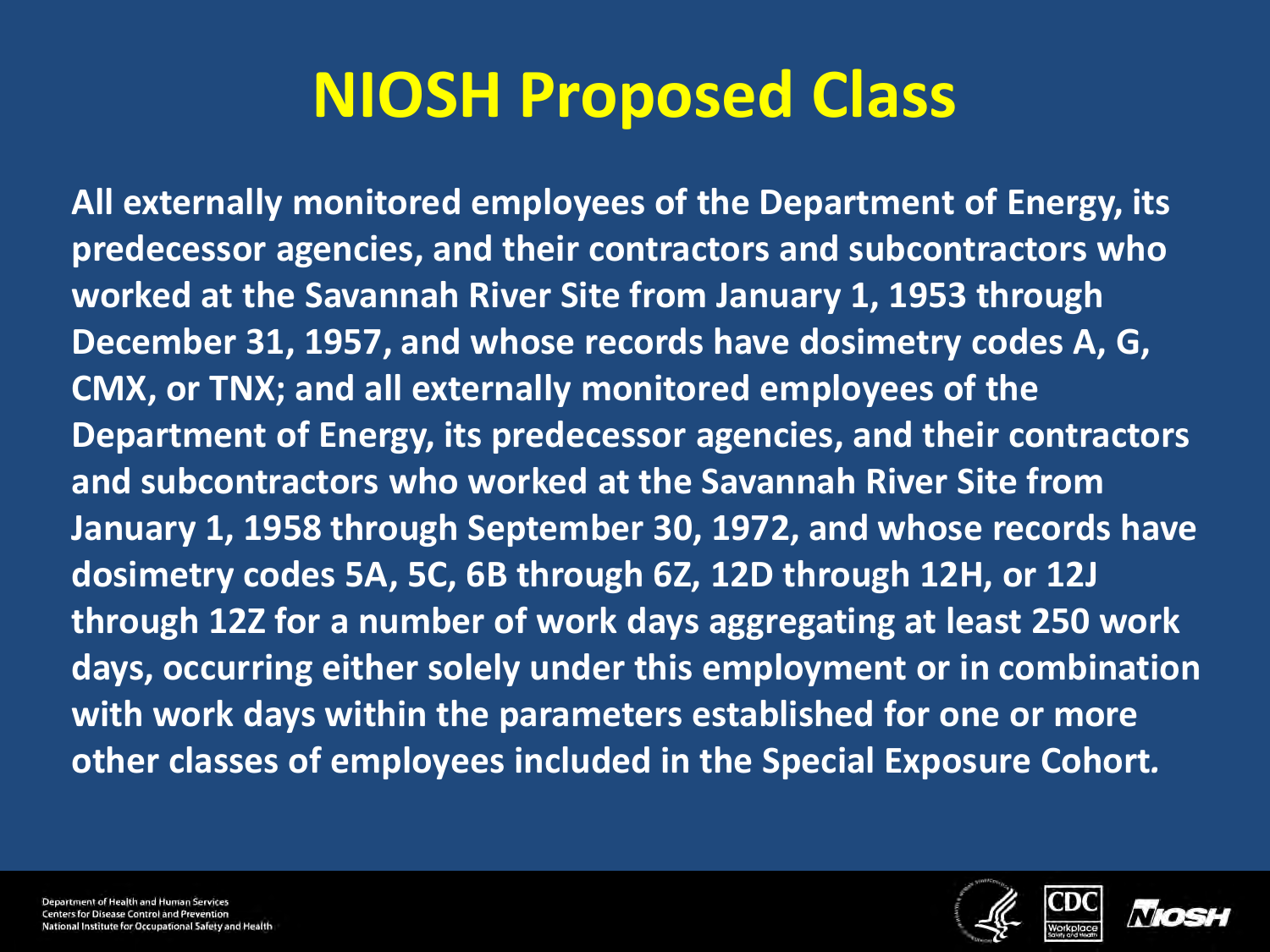# NIOSH Proposed Class

**All externally monitored employees of the Department of Energy, its predecessor agencies, and their contractors and subcontractors who worked at the Savannah River Site from January 1, 1953 through December 31, 1957, and whose records have dosimetry codes A, G, CMX, or TNX; and all externally monitored employees of the Department of Energy, its predecessor agencies, and their contractors and subcontractors who worked at the Savannah River Site from January 1, 1958 through September 30, 1972, and whose records have dosimetry codes 5A, 5C, 6B through 6Z, 12D through 12H, or 12J through 12Z for a number of work days aggregating at least 250 work days, occurring either solely under this employment or in combination with work days within the parameters established for one or more other classes of employees included in the Special Exposure Cohort.**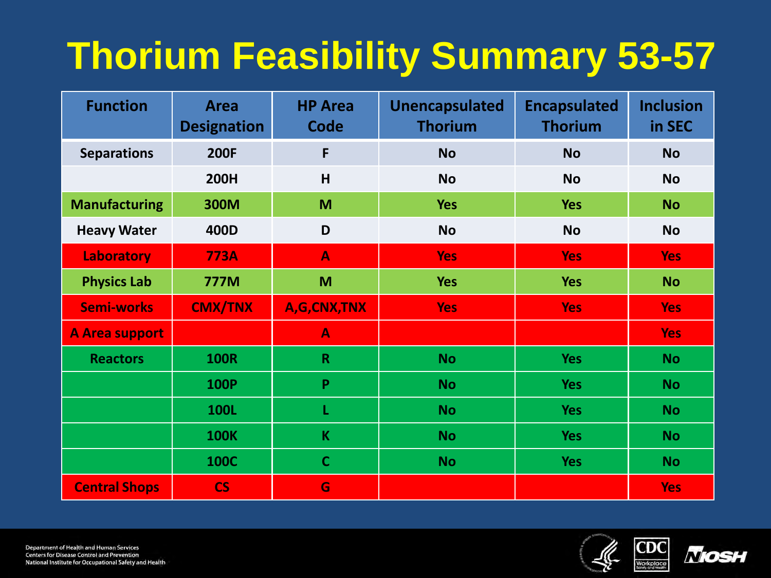# Thorium Feasibility Summary 53-57

| Function | Area Designation | HP Area Code | Unencapsulated Thorium | Encapsulated Thorium | Inclusion in SEC |
|---|---|---|---|---|---|
| Separations | 200F | F | No | No | No |
| | 200H | H | No | No | No |
| Manufacturing | 300M | M | Yes | Yes | No |
| Heavy Water | 400D | D | No | No | No |
| Laboratory | 773A | A | Yes | Yes | Yes |
| Physics Lab | 777M | M | Yes | Yes | No |
| Semi-works | CMX/TNX | A,G,CNX,TNX | Yes | Yes | Yes |
| A Area support | | A | | | Yes |
| Reactors | 100R | R | No | Yes | No |
| | 100P | P | No | Yes | No |
| | 100L | L | No | Yes | No |
| | 100K | K | No | Yes | No |
| | 100C | C | No | Yes | No |
| Central Shops | CS | G | | | Yes |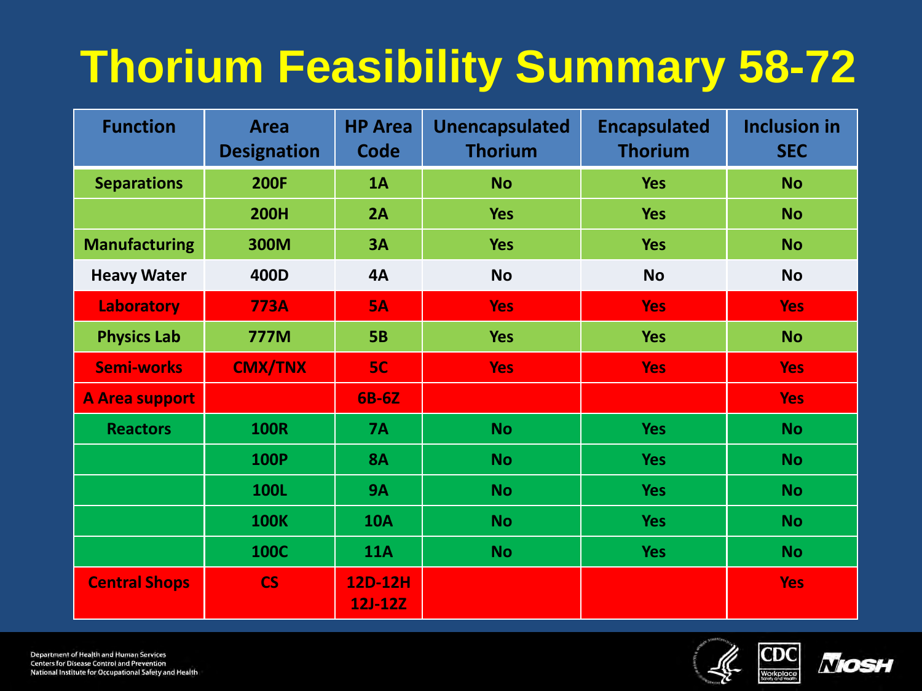# Thorium Feasibility Summary 58-72

| Function | Area Designation | HP Area Code | Unencapsulated Thorium | Encapsulated Thorium | Inclusion in SEC |
|---|---|---|---|---|---|
| Separations | 200F | 1A | No | Yes | No |
| | 200H | 2A | Yes | Yes | No |
| Manufacturing | 300M | 3A | Yes | Yes | No |
| Heavy Water | 400D | 4A | No | No | No |
| Laboratory | 773A | 5A | Yes | Yes | Yes |
| Physics Lab | 777M | 5B | Yes | Yes | No |
| Semi-works | CMX/TNX | 5C | Yes | Yes | Yes |
| A Area support | | 6B-6Z | | | Yes |
| Reactors | 100R | 7A | No | Yes | No |
| | 100P | 8A | No | Yes | No |
| | 100L | 9A | No | Yes | No |
| | 100K | 10A | No | Yes | No |
| | 100C | 11A | No | Yes | No |
| Central Shops | CS | 12D-12H 12J-12Z | | | Yes |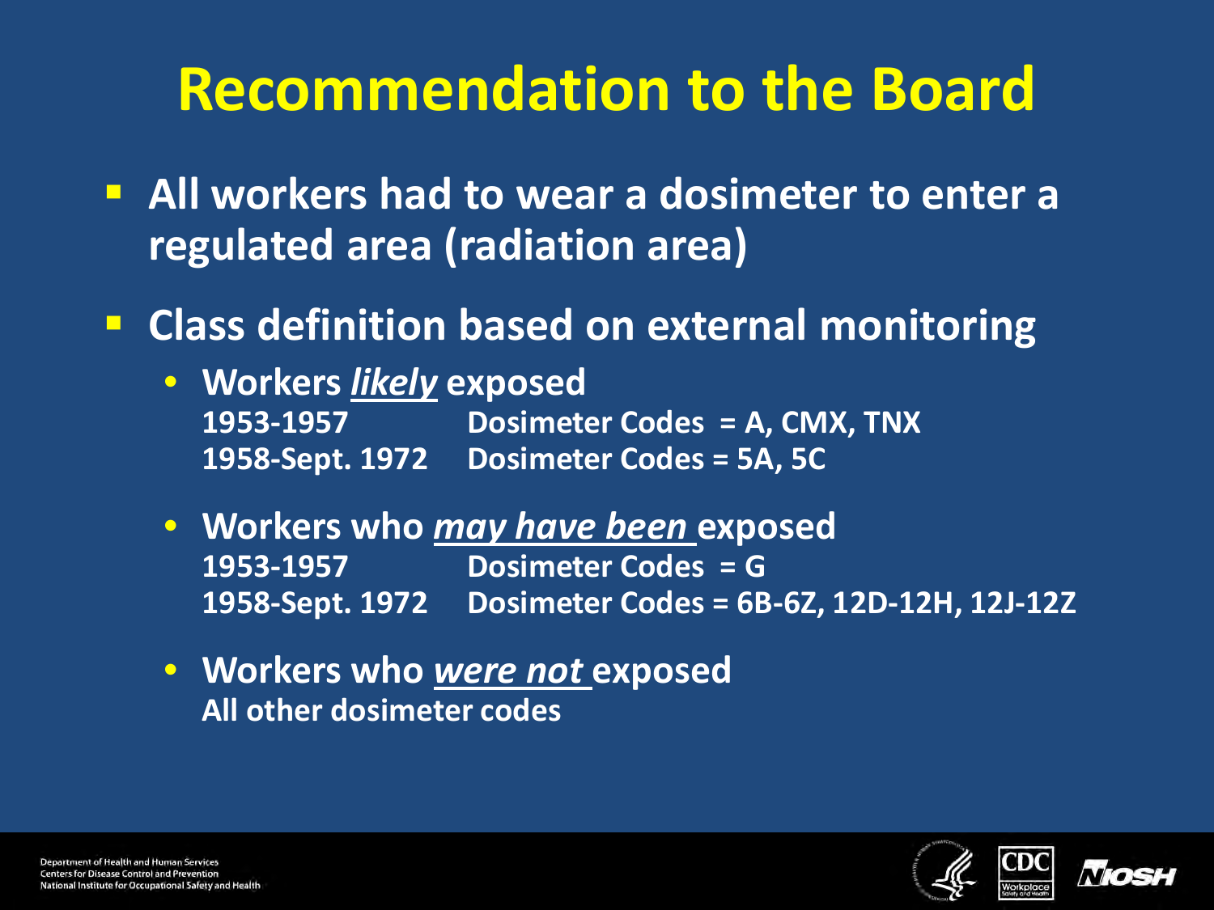# Recommendation to the Board

- **All workers had to wear a dosimeter to enter a regulated area (radiation area)**
- **Class definition based on external monitoring**
  - **Workers *likely* exposed**
    **1953-1957 Dosimeter Codes = A, CMX, TNX**
    **1958-Sept. 1972 Dosimeter Codes = 5A, 5C**
  - **Workers who *may have been* exposed**
    **1953-1957 Dosimeter Codes = G**
    **1958-Sept. 1972 Dosimeter Codes = 6B-6Z, 12D-12H, 12J-12Z**
  - **Workers who *were not* exposed**
    **All other dosimeter codes**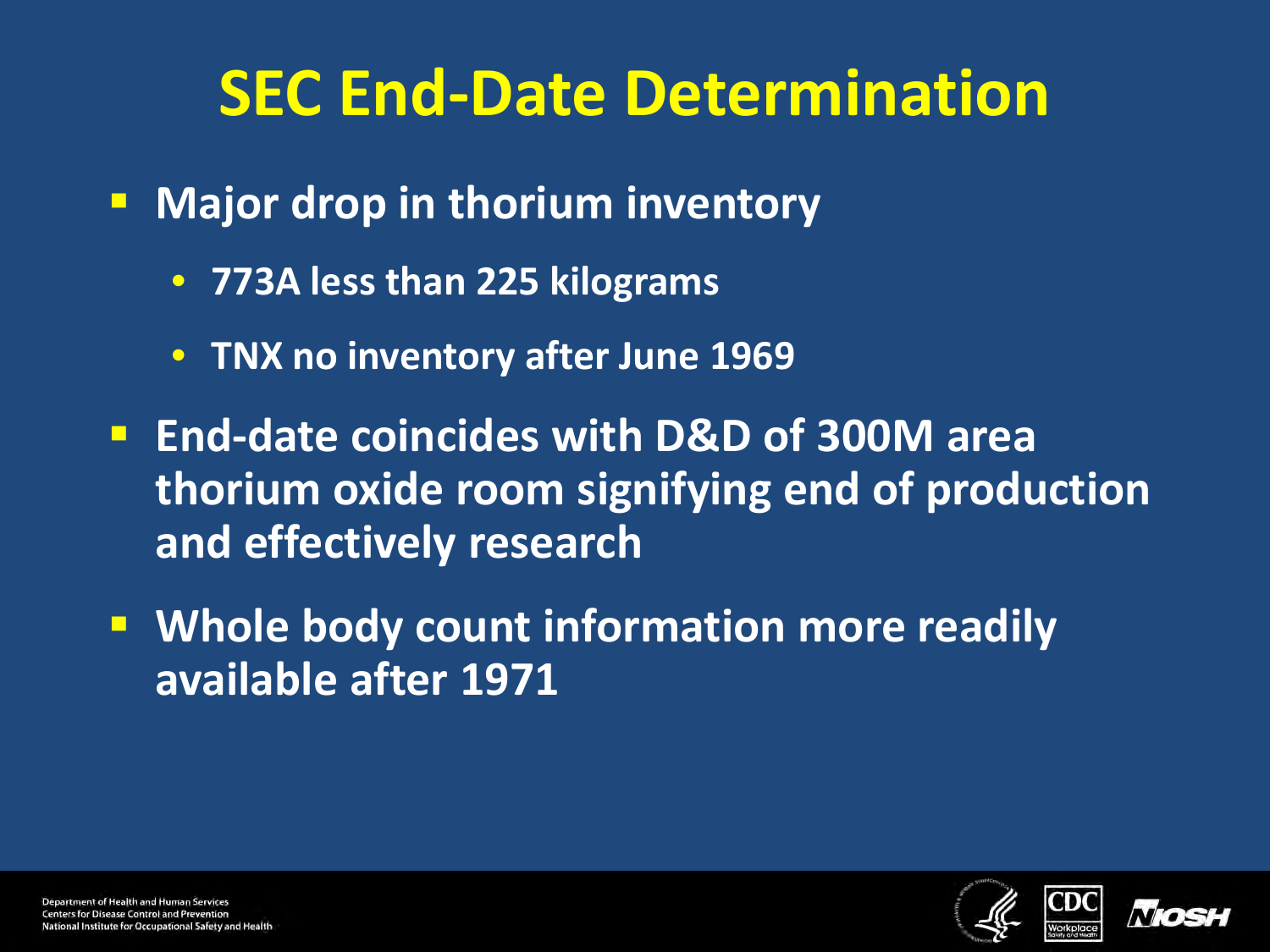# SEC End-Date Determination

- **Major drop in thorium inventory**
  - **773A less than 225 kilograms**
  - **TNX no inventory after June 1969**
- **End-date coincides with D&D of 300M area thorium oxide room signifying end of production and effectively research**
- **Whole body count information more readily available after 1971**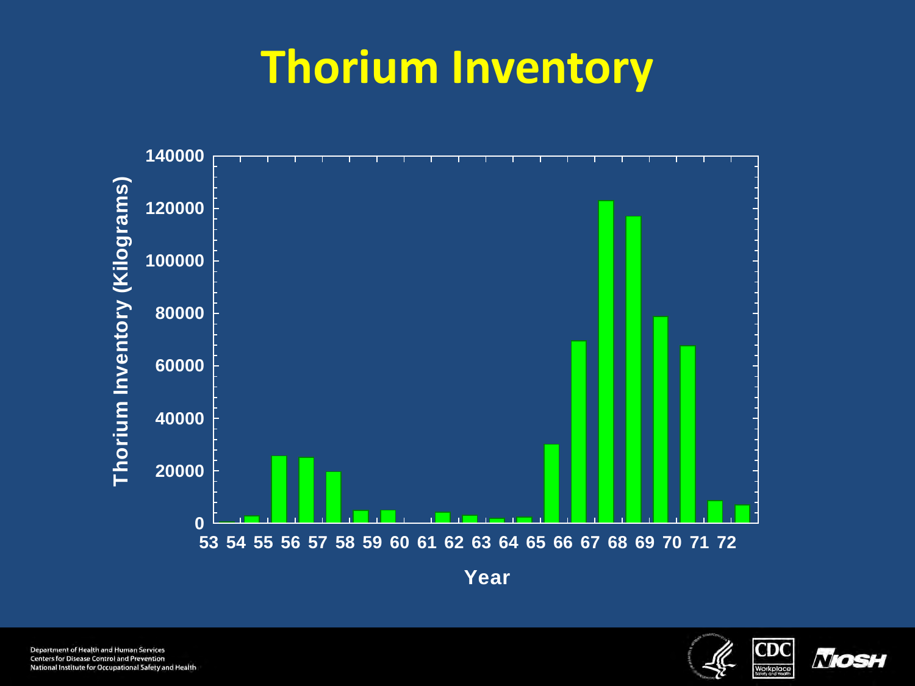# Thorium Inventory

Thorium Inventory (Kilograms)

140000
120000
100000
80000
60000
40000
20000
0

53 54 55 56 57 58 59 60 61 62 63 64 65 66 67 68 69 70 71 72

Year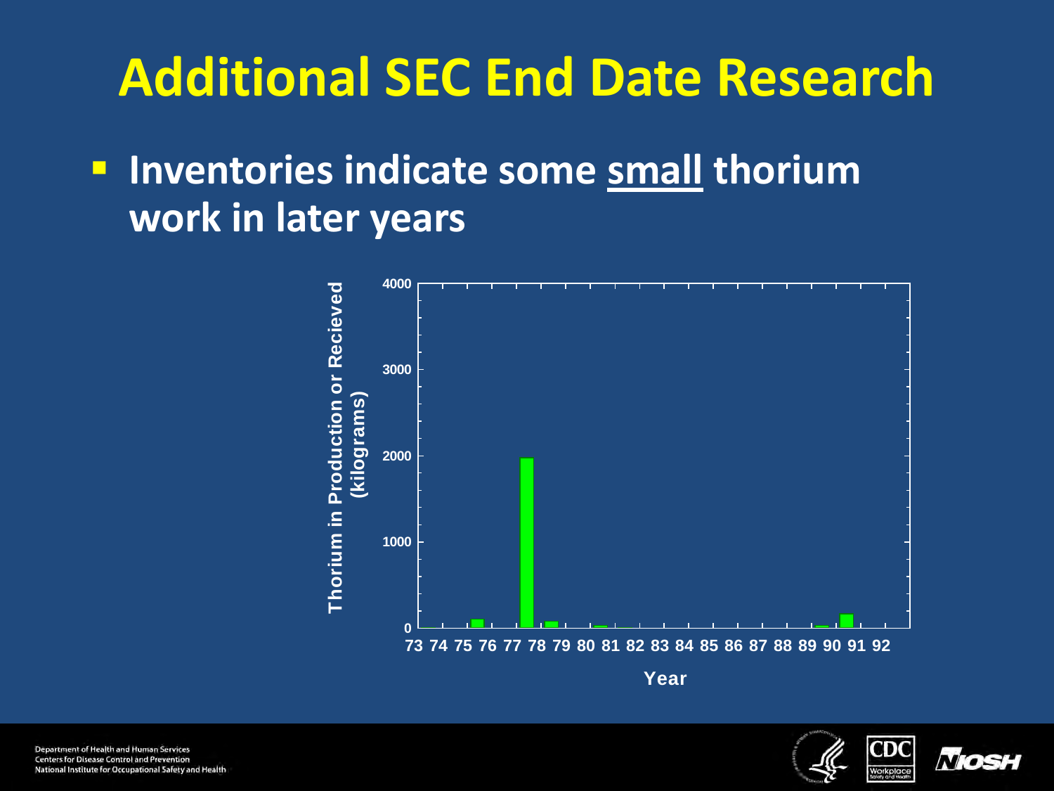# Additional SEC End Date Research

- **Inventories indicate some <u>small</u> thorium work in later years**

Thorium in Production or Recieved (kilograms)

Year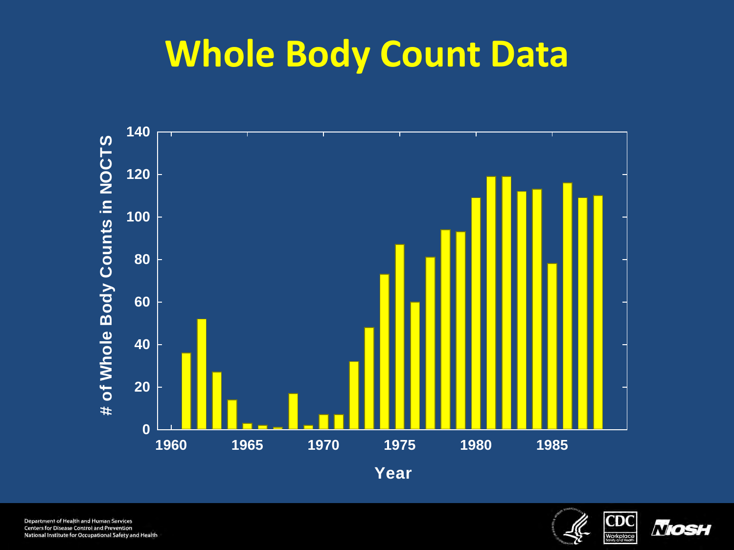# Whole Body Count Data

| Year | # of Whole Body Counts in NOCTS |
| --- | --- |
| 1961 | 36 |
| 1962 | 52 |
| 1963 | 27 |
| 1964 | 14 |
| 1965 | 3 |
| 1966 | 2 |
| 1967 | 1 |
| 1968 | 17 |
| 1969 | 2 |
| 1970 | 7 |
| 1971 | 7 |
| 1972 | 32 |
| 1973 | 48 |
| 1974 | 73 |
| 1975 | 87 |
| 1976 | 60 |
| 1977 | 81 |
| 1978 | 94 |
| 1979 | 93 |
| 1980 | 109 |
| 1981 | 119 |
| 1982 | 119 |
| 1983 | 112 |
| 1984 | 113 |
| 1985 | 78 |
| 1986 | 116 |
| 1987 | 109 |
| 1988 | 110 |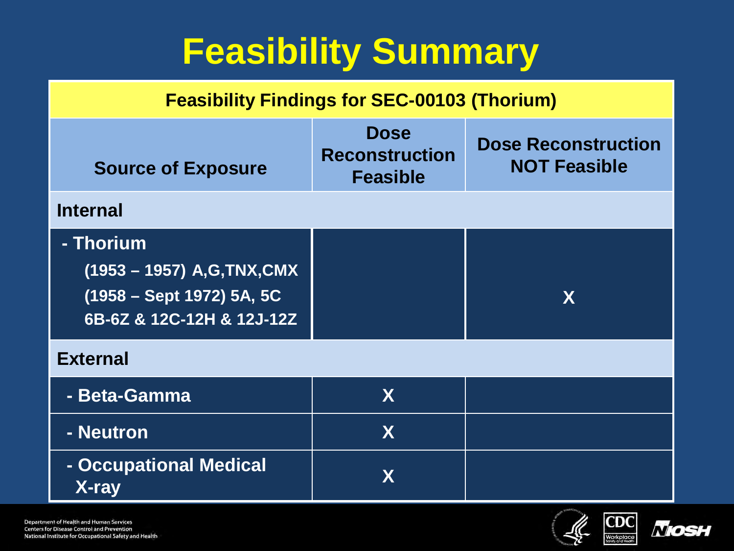# Feasibility Summary

| Feasibility Findings for SEC-00103 (Thorium) | | |
|---|---|---|
| **Source of Exposure** | **Dose Reconstruction Feasible** | **Dose Reconstruction NOT Feasible** |
| **Internal** | | |
| - Thorium (1953 – 1957) A,G,TNX,CMX (1958 – Sept 1972) 5A, 5C 6B-6Z & 12C-12H & 12J-12Z | | X |
| **External** | | |
| - Beta-Gamma | X | |
| - Neutron | X | |
| - Occupational Medical X-ray | X | |

Department of Health and Human Services
Centers for Disease Control and Prevention
National Institute for Occupational Safety and Health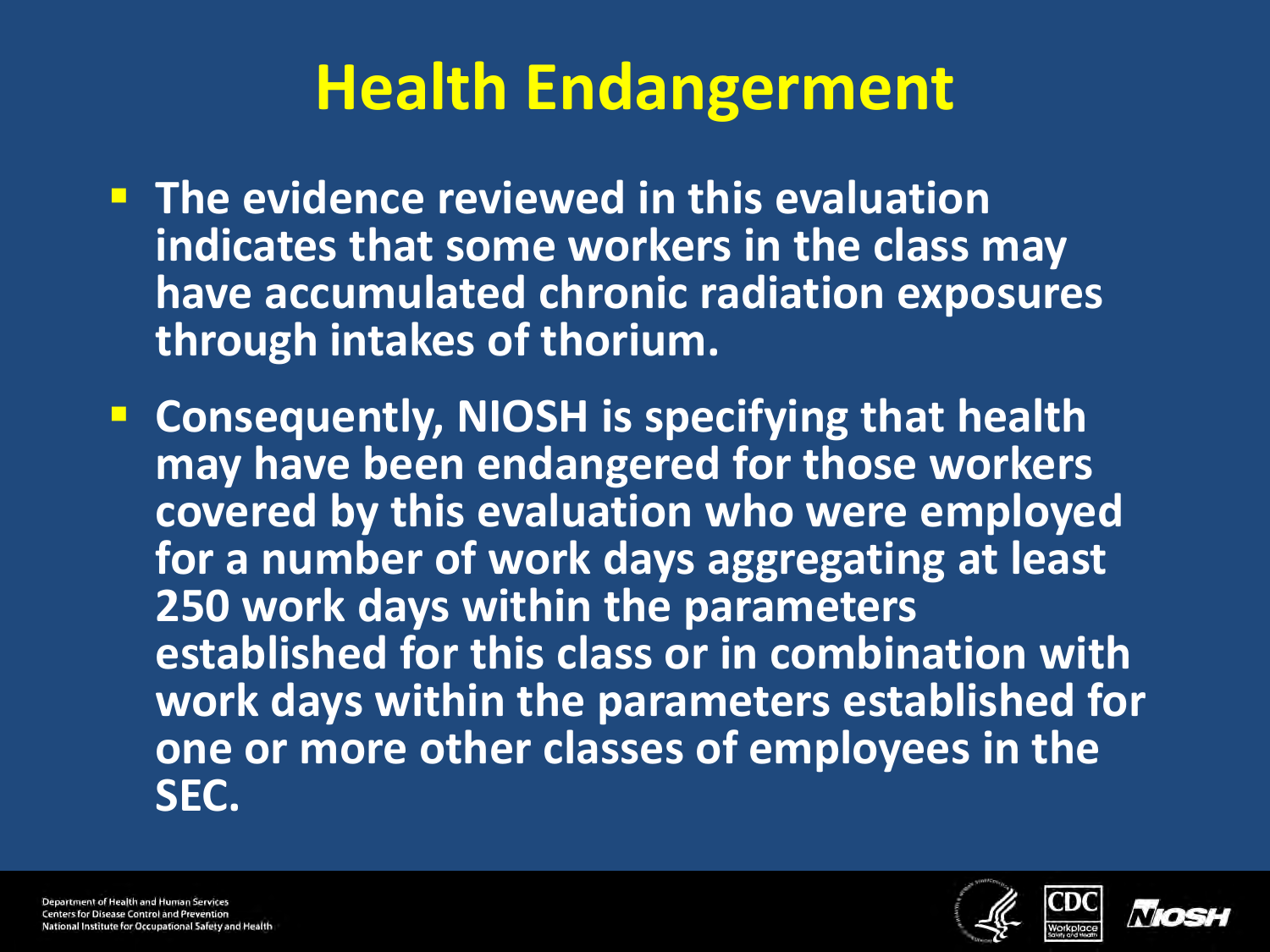# Health Endangerment

- The evidence reviewed in this evaluation indicates that some workers in the class may have accumulated chronic radiation exposures through intakes of thorium.
- Consequently, NIOSH is specifying that health may have been endangered for those workers covered by this evaluation who were employed for a number of work days aggregating at least 250 work days within the parameters established for this class or in combination with work days within the parameters established for one or more other classes of employees in the SEC.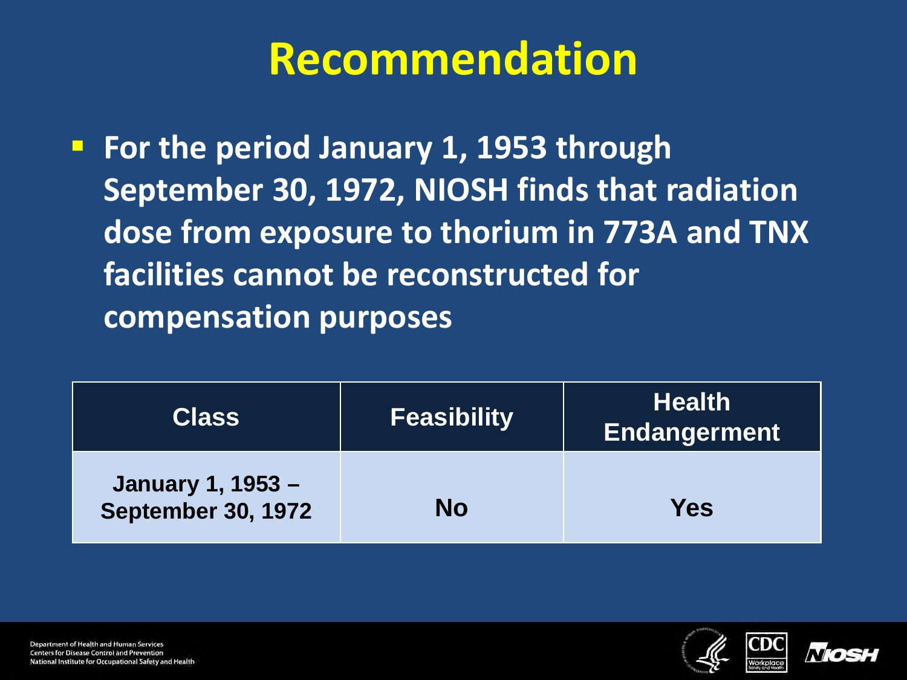# Recommendation

- **For the period January 1, 1953 through September 30, 1972, NIOSH finds that radiation dose from exposure to thorium in 773A and TNX facilities cannot be reconstructed for compensation purposes**

| Class | Feasibility | Health Endangerment |
|---|---|---|
| January 1, 1953 – September 30, 1972 | No | Yes |